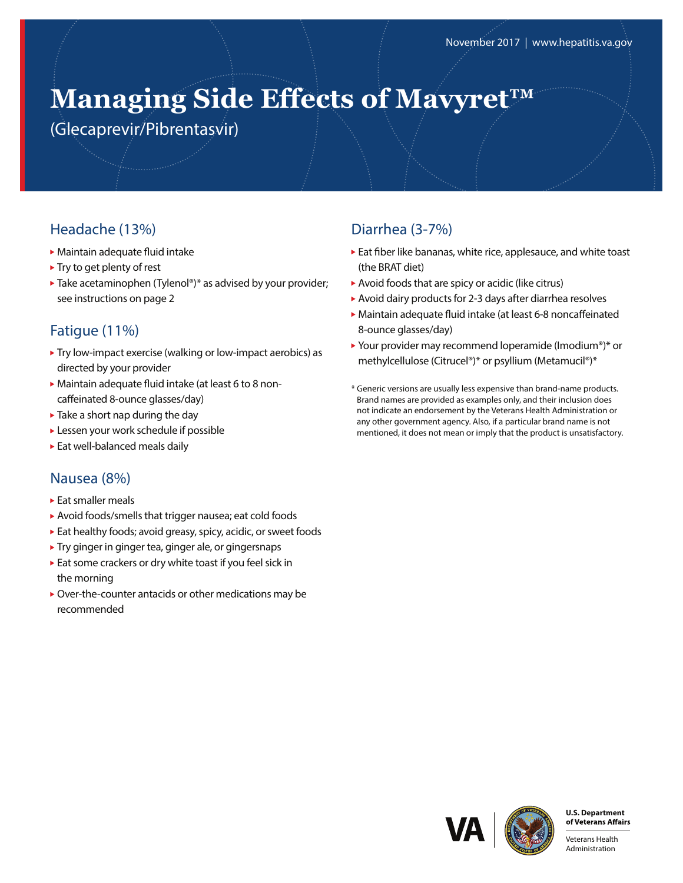November 2017 | www.hepatitis.va.gov

# Managing Side Effects of Mavyret™

(Glecaprevir/Pibrentasvir)

## Headache (13%)

- Maintain adequate fluid intake
- Try to get plenty of rest
- Take acetaminophen (Tylenol®)* as advised by your provider; see instructions on page 2

## Fatigue (11%)

- Try low-impact exercise (walking or low-impact aerobics) as directed by your provider
- Maintain adequate fluid intake (at least 6 to 8 non-caffeinated 8-ounce glasses/day)
- Take a short nap during the day
- Lessen your work schedule if possible
- Eat well-balanced meals daily

## Nausea (8%)

- Eat smaller meals
- Avoid foods/smells that trigger nausea; eat cold foods
- Eat healthy foods; avoid greasy, spicy, acidic, or sweet foods
- Try ginger in ginger tea, ginger ale, or gingersnaps
- Eat some crackers or dry white toast if you feel sick in the morning
- Over-the-counter antacids or other medications may be recommended

## Diarrhea (3-7%)

- Eat fiber like bananas, white rice, applesauce, and white toast (the BRAT diet)
- Avoid foods that are spicy or acidic (like citrus)
- Avoid dairy products for 2-3 days after diarrhea resolves
- Maintain adequate fluid intake (at least 6-8 noncaffeinated 8-ounce glasses/day)
- Your provider may recommend loperamide (Imodium®)* or methylcellulose (Citrucel®)* or psyllium (Metamucil®)*

\* Generic versions are usually less expensive than brand-name products. Brand names are provided as examples only, and their inclusion does not indicate an endorsement by the Veterans Health Administration or any other government agency. Also, if a particular brand name is not mentioned, it does not mean or imply that the product is unsatisfactory.

U.S. Department of Veterans Affairs

Veterans Health Administration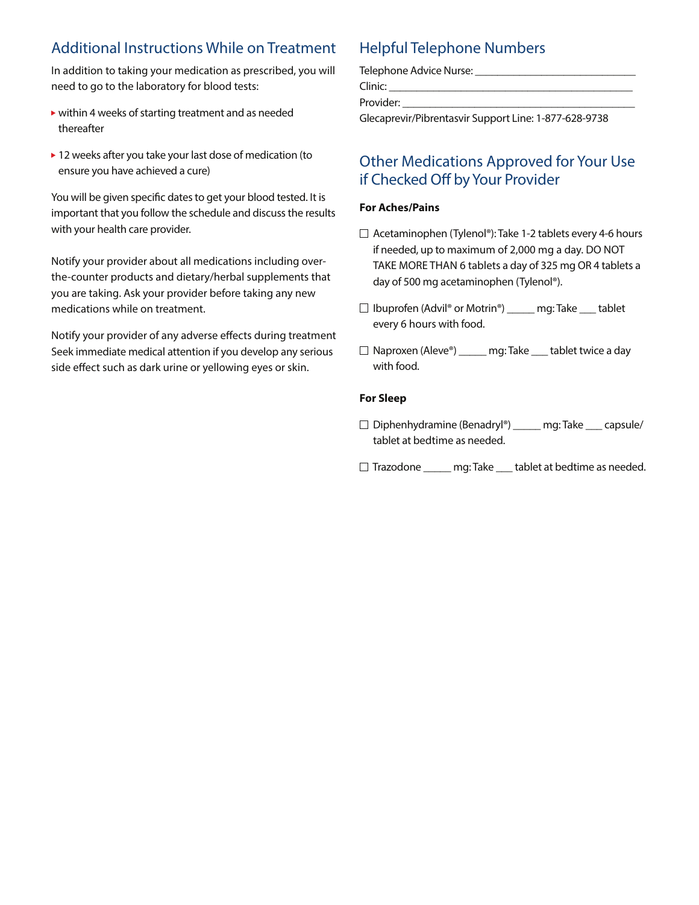## Additional Instructions While on Treatment

In addition to taking your medication as prescribed, you will need to go to the laboratory for blood tests:

- within 4 weeks of starting treatment and as needed thereafter
- 12 weeks after you take your last dose of medication (to ensure you have achieved a cure)

You will be given specific dates to get your blood tested. It is important that you follow the schedule and discuss the results with your health care provider.

Notify your provider about all medications including over-the-counter products and dietary/herbal supplements that you are taking. Ask your provider before taking any new medications while on treatment.

Notify your provider of any adverse effects during treatment Seek immediate medical attention if you develop any serious side effect such as dark urine or yellowing eyes or skin.

## Helpful Telephone Numbers

Telephone Advice Nurse: ____________________________

Clinic: ____________________________

Provider: ____________________________

Glecaprevir/Pibrentasvir Support Line: 1-877-628-9738

## Other Medications Approved for Your Use if Checked Off by Your Provider

**For Aches/Pains**

☐ Acetaminophen (Tylenol®): Take 1-2 tablets every 4-6 hours if needed, up to maximum of 2,000 mg a day. DO NOT TAKE MORE THAN 6 tablets a day of 325 mg OR 4 tablets a day of 500 mg acetaminophen (Tylenol®).

☐ Ibuprofen (Advil® or Motrin®) _____ mg: Take ___ tablet every 6 hours with food.

☐ Naproxen (Aleve®) _____ mg: Take ___ tablet twice a day with food.

**For Sleep**

☐ Diphenhydramine (Benadryl®) _____ mg: Take ___ capsule/tablet at bedtime as needed.

☐ Trazodone _____ mg: Take ___ tablet at bedtime as needed.